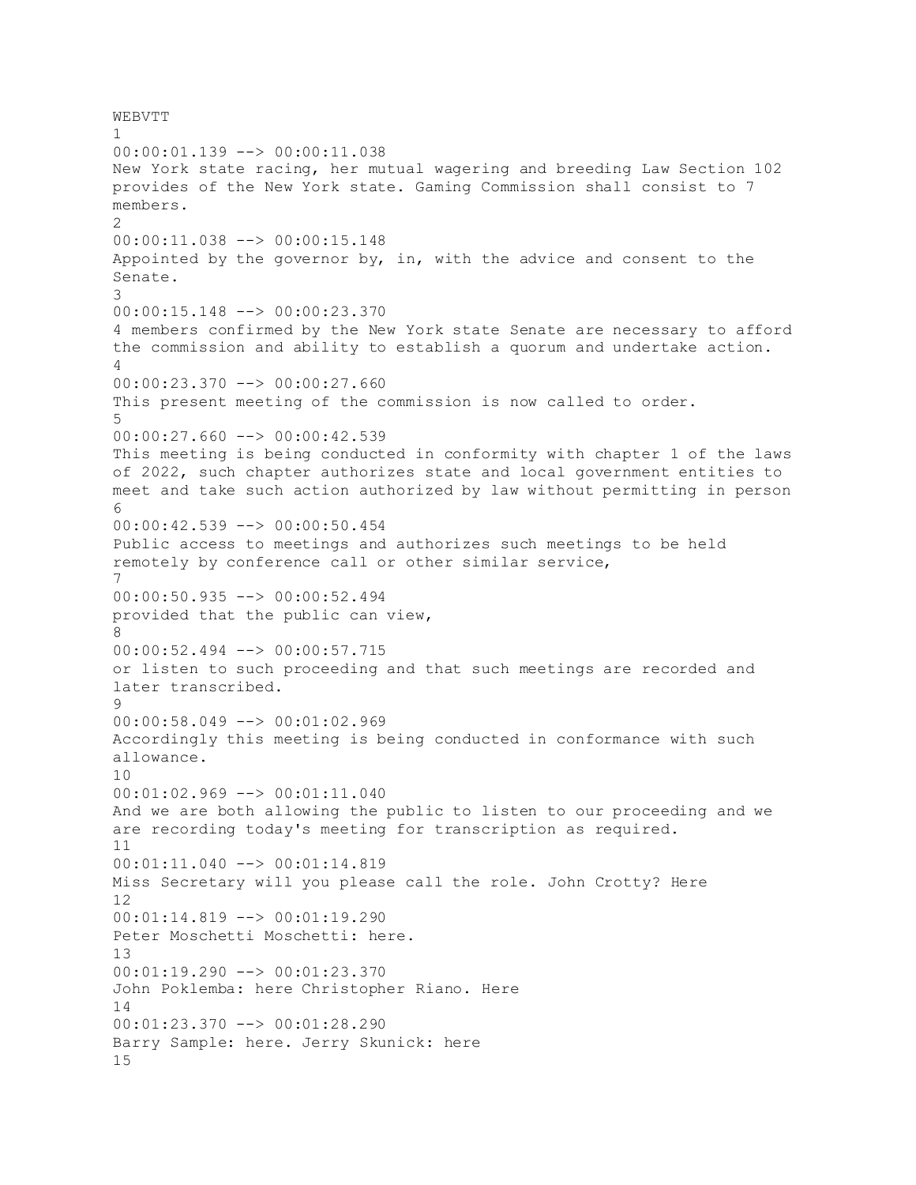WEBVTT
1
00:00:01.139 --> 00:00:11.038
New York state racing, her mutual wagering and breeding Law Section 102 provides of the New York state. Gaming Commission shall consist to 7 members.
2
00:00:11.038 --> 00:00:15.148
Appointed by the governor by, in, with the advice and consent to the Senate.
3
00:00:15.148 --> 00:00:23.370
4 members confirmed by the New York state Senate are necessary to afford the commission and ability to establish a quorum and undertake action.
4
00:00:23.370 --> 00:00:27.660
This present meeting of the commission is now called to order.
5
00:00:27.660 --> 00:00:42.539
This meeting is being conducted in conformity with chapter 1 of the laws of 2022, such chapter authorizes state and local government entities to meet and take such action authorized by law without permitting in person
6
00:00:42.539 --> 00:00:50.454
Public access to meetings and authorizes such meetings to be held remotely by conference call or other similar service,
7
00:00:50.935 --> 00:00:52.494
provided that the public can view,
8
00:00:52.494 --> 00:00:57.715
or listen to such proceeding and that such meetings are recorded and later transcribed.
9
00:00:58.049 --> 00:01:02.969
Accordingly this meeting is being conducted in conformance with such allowance.
10
00:01:02.969 --> 00:01:11.040
And we are both allowing the public to listen to our proceeding and we are recording today's meeting for transcription as required.
11
00:01:11.040 --> 00:01:14.819
Miss Secretary will you please call the role. John Crotty? Here
12
00:01:14.819 --> 00:01:19.290
Peter Moschetti Moschetti: here.
13
00:01:19.290 --> 00:01:23.370
John Poklemba: here Christopher Riano. Here
14
00:01:23.370 --> 00:01:28.290
Barry Sample: here. Jerry Skunick: here
15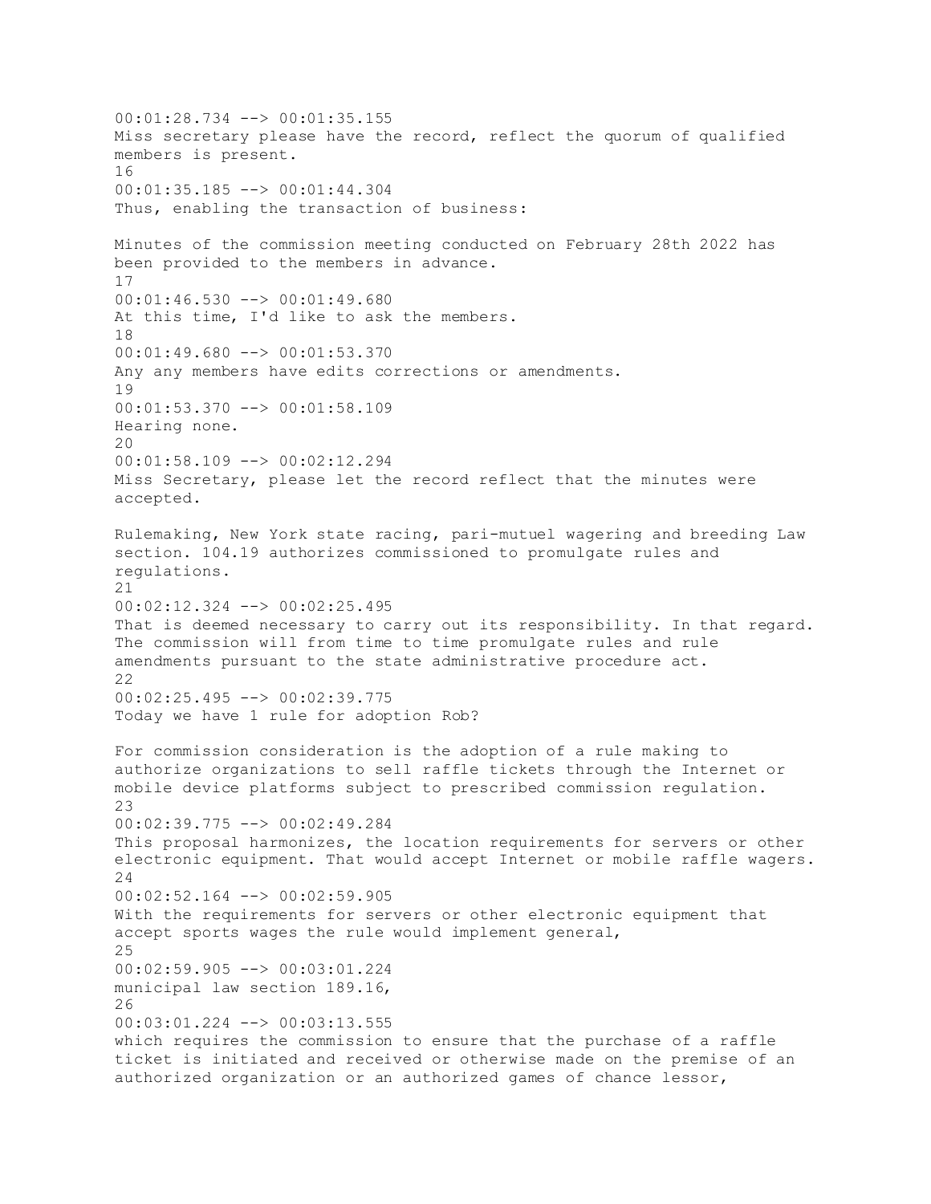00:01:28.734 --> 00:01:35.155
Miss secretary please have the record, reflect the quorum of qualified members is present.
16
00:01:35.185 --> 00:01:44.304
Thus, enabling the transaction of business:

Minutes of the commission meeting conducted on February 28th 2022 has been provided to the members in advance.
17
00:01:46.530 --> 00:01:49.680
At this time, I'd like to ask the members.
18
00:01:49.680 --> 00:01:53.370
Any any members have edits corrections or amendments.
19
00:01:53.370 --> 00:01:58.109
Hearing none.
20
00:01:58.109 --> 00:02:12.294
Miss Secretary, please let the record reflect that the minutes were accepted.

Rulemaking, New York state racing, pari-mutuel wagering and breeding Law section. 104.19 authorizes commissioned to promulgate rules and regulations.
21
00:02:12.324 --> 00:02:25.495
That is deemed necessary to carry out its responsibility. In that regard. The commission will from time to time promulgate rules and rule amendments pursuant to the state administrative procedure act.
22
00:02:25.495 --> 00:02:39.775
Today we have 1 rule for adoption Rob?

For commission consideration is the adoption of a rule making to authorize organizations to sell raffle tickets through the Internet or mobile device platforms subject to prescribed commission regulation.
23
00:02:39.775 --> 00:02:49.284
This proposal harmonizes, the location requirements for servers or other electronic equipment. That would accept Internet or mobile raffle wagers.
24
00:02:52.164 --> 00:02:59.905
With the requirements for servers or other electronic equipment that accept sports wages the rule would implement general,
25
00:02:59.905 --> 00:03:01.224
municipal law section 189.16,
26
00:03:01.224 --> 00:03:13.555
which requires the commission to ensure that the purchase of a raffle ticket is initiated and received or otherwise made on the premise of an authorized organization or an authorized games of chance lessor,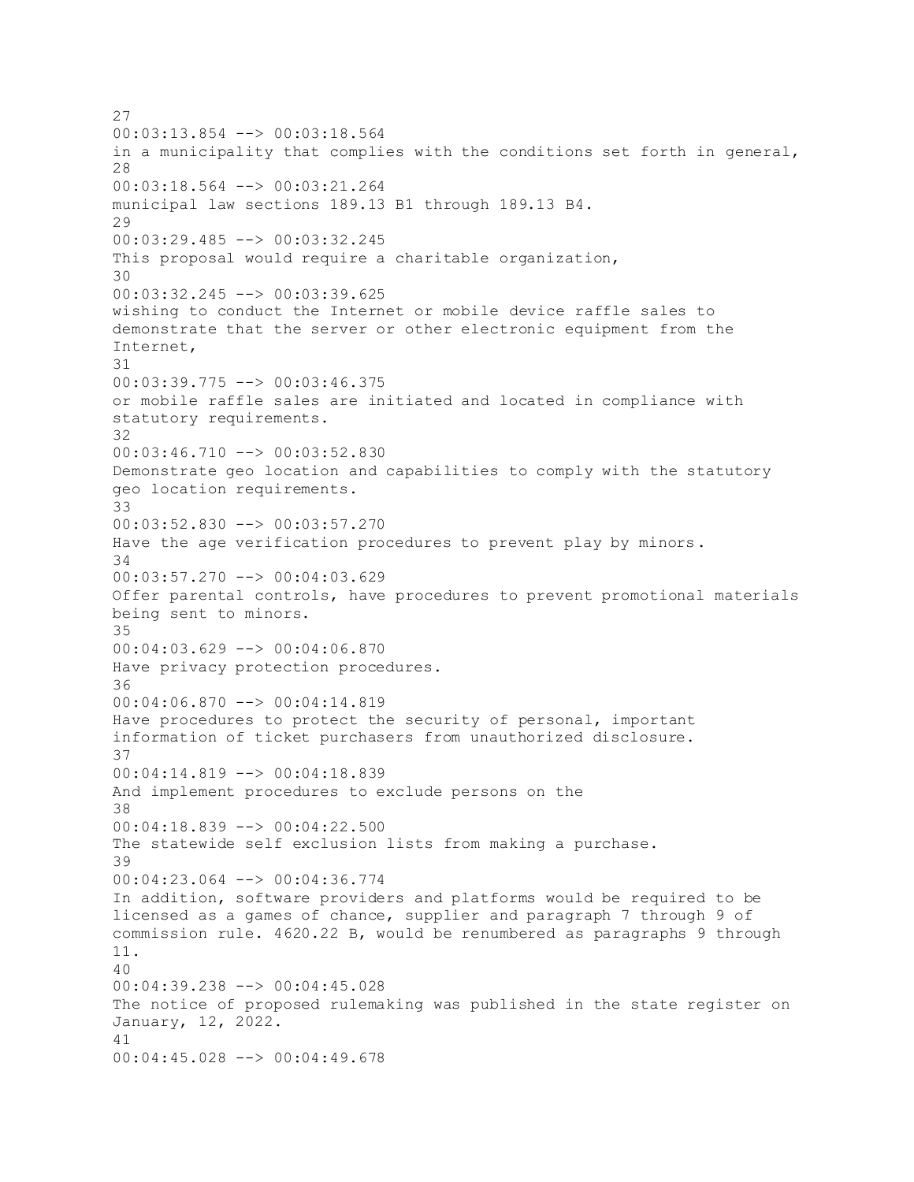27
00:03:13.854 --> 00:03:18.564
in a municipality that complies with the conditions set forth in general,

28
00:03:18.564 --> 00:03:21.264
municipal law sections 189.13 B1 through 189.13 B4.

29
00:03:29.485 --> 00:03:32.245
This proposal would require a charitable organization,

30
00:03:32.245 --> 00:03:39.625
wishing to conduct the Internet or mobile device raffle sales to demonstrate that the server or other electronic equipment from the Internet,

31
00:03:39.775 --> 00:03:46.375
or mobile raffle sales are initiated and located in compliance with statutory requirements.

32
00:03:46.710 --> 00:03:52.830
Demonstrate geo location and capabilities to comply with the statutory geo location requirements.

33
00:03:52.830 --> 00:03:57.270
Have the age verification procedures to prevent play by minors.

34
00:03:57.270 --> 00:04:03.629
Offer parental controls, have procedures to prevent promotional materials being sent to minors.

35
00:04:03.629 --> 00:04:06.870
Have privacy protection procedures.

36
00:04:06.870 --> 00:04:14.819
Have procedures to protect the security of personal, important information of ticket purchasers from unauthorized disclosure.

37
00:04:14.819 --> 00:04:18.839
And implement procedures to exclude persons on the

38
00:04:18.839 --> 00:04:22.500
The statewide self exclusion lists from making a purchase.

39
00:04:23.064 --> 00:04:36.774
In addition, software providers and platforms would be required to be licensed as a games of chance, supplier and paragraph 7 through 9 of commission rule. 4620.22 B, would be renumbered as paragraphs 9 through 11.

40
00:04:39.238 --> 00:04:45.028
The notice of proposed rulemaking was published in the state register on January, 12, 2022.

41
00:04:45.028 --> 00:04:49.678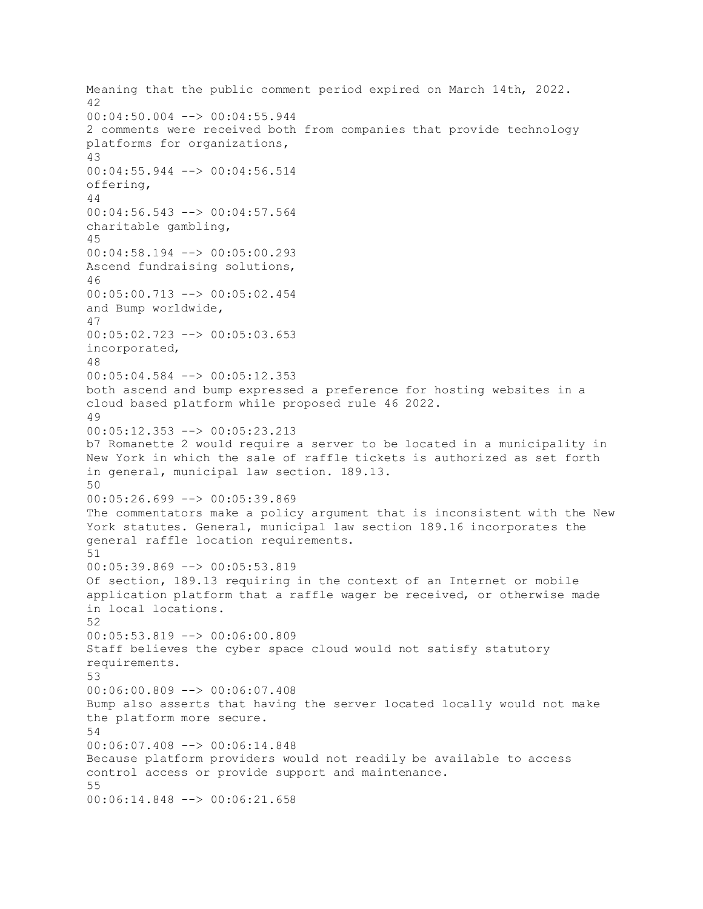Meaning that the public comment period expired on March 14th, 2022.
42
00:04:50.004 --> 00:04:55.944
2 comments were received both from companies that provide technology platforms for organizations,
43
00:04:55.944 --> 00:04:56.514
offering,
44
00:04:56.543 --> 00:04:57.564
charitable gambling,
45
00:04:58.194 --> 00:05:00.293
Ascend fundraising solutions,
46
00:05:00.713 --> 00:05:02.454
and Bump worldwide,
47
00:05:02.723 --> 00:05:03.653
incorporated,
48
00:05:04.584 --> 00:05:12.353
both ascend and bump expressed a preference for hosting websites in a cloud based platform while proposed rule 46 2022.
49
00:05:12.353 --> 00:05:23.213
b7 Romanette 2 would require a server to be located in a municipality in New York in which the sale of raffle tickets is authorized as set forth in general, municipal law section. 189.13.
50
00:05:26.699 --> 00:05:39.869
The commentators make a policy argument that is inconsistent with the New York statutes. General, municipal law section 189.16 incorporates the general raffle location requirements.
51
00:05:39.869 --> 00:05:53.819
Of section, 189.13 requiring in the context of an Internet or mobile application platform that a raffle wager be received, or otherwise made in local locations.
52
00:05:53.819 --> 00:06:00.809
Staff believes the cyber space cloud would not satisfy statutory requirements.
53
00:06:00.809 --> 00:06:07.408
Bump also asserts that having the server located locally would not make the platform more secure.
54
00:06:07.408 --> 00:06:14.848
Because platform providers would not readily be available to access control access or provide support and maintenance.
55
00:06:14.848 --> 00:06:21.658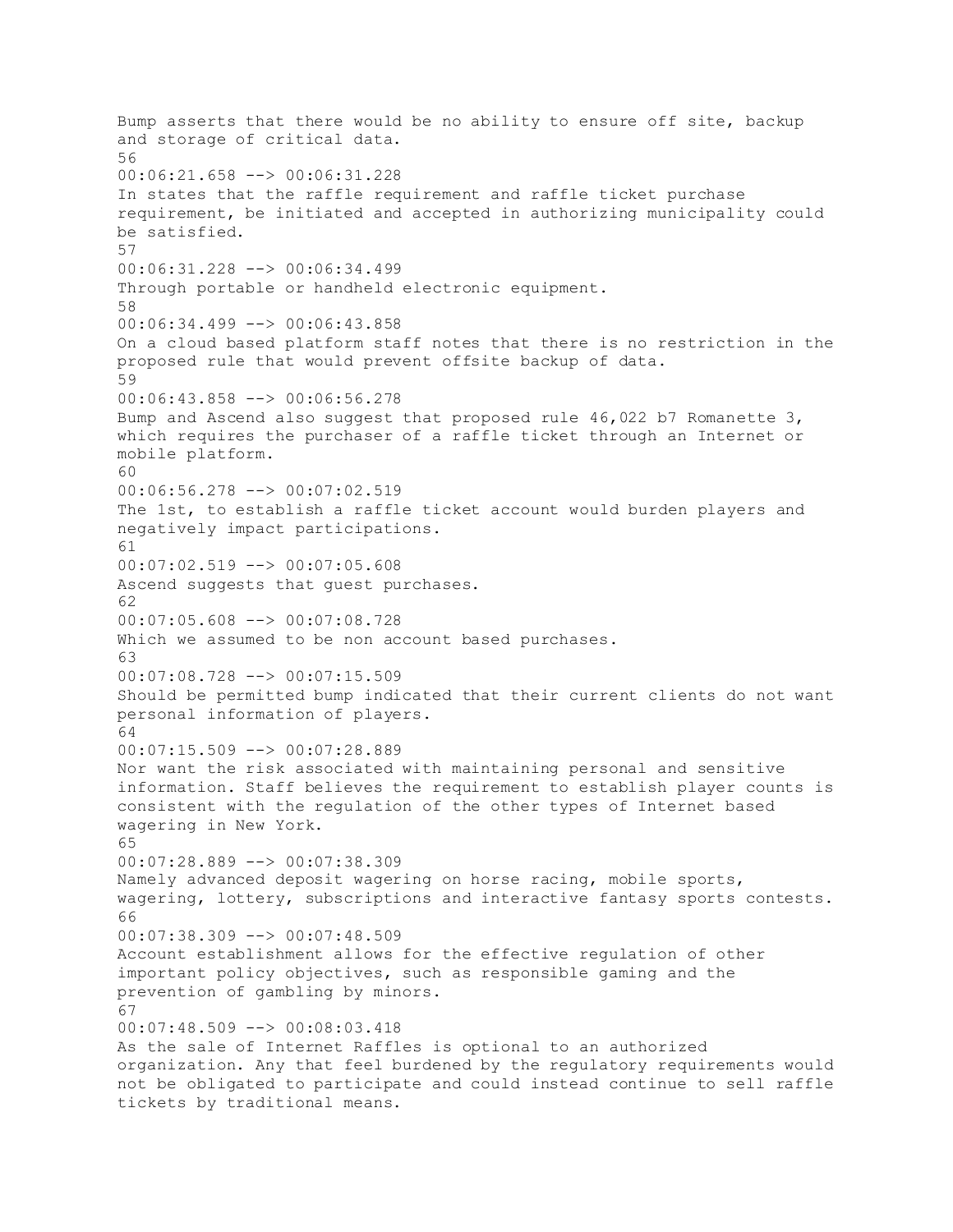Bump asserts that there would be no ability to ensure off site, backup and storage of critical data.
56
00:06:21.658 --> 00:06:31.228
In states that the raffle requirement and raffle ticket purchase requirement, be initiated and accepted in authorizing municipality could be satisfied.
57
00:06:31.228 --> 00:06:34.499
Through portable or handheld electronic equipment.
58
00:06:34.499 --> 00:06:43.858
On a cloud based platform staff notes that there is no restriction in the proposed rule that would prevent offsite backup of data.
59
00:06:43.858 --> 00:06:56.278
Bump and Ascend also suggest that proposed rule 46,022 b7 Romanette 3, which requires the purchaser of a raffle ticket through an Internet or mobile platform.
60
00:06:56.278 --> 00:07:02.519
The 1st, to establish a raffle ticket account would burden players and negatively impact participations.
61
00:07:02.519 --> 00:07:05.608
Ascend suggests that guest purchases.
62
00:07:05.608 --> 00:07:08.728
Which we assumed to be non account based purchases.
63
00:07:08.728 --> 00:07:15.509
Should be permitted bump indicated that their current clients do not want personal information of players.
64
00:07:15.509 --> 00:07:28.889
Nor want the risk associated with maintaining personal and sensitive information. Staff believes the requirement to establish player counts is consistent with the regulation of the other types of Internet based wagering in New York.
65
00:07:28.889 --> 00:07:38.309
Namely advanced deposit wagering on horse racing, mobile sports, wagering, lottery, subscriptions and interactive fantasy sports contests.
66
00:07:38.309 --> 00:07:48.509
Account establishment allows for the effective regulation of other important policy objectives, such as responsible gaming and the prevention of gambling by minors.
67
00:07:48.509 --> 00:08:03.418
As the sale of Internet Raffles is optional to an authorized organization. Any that feel burdened by the regulatory requirements would not be obligated to participate and could instead continue to sell raffle tickets by traditional means.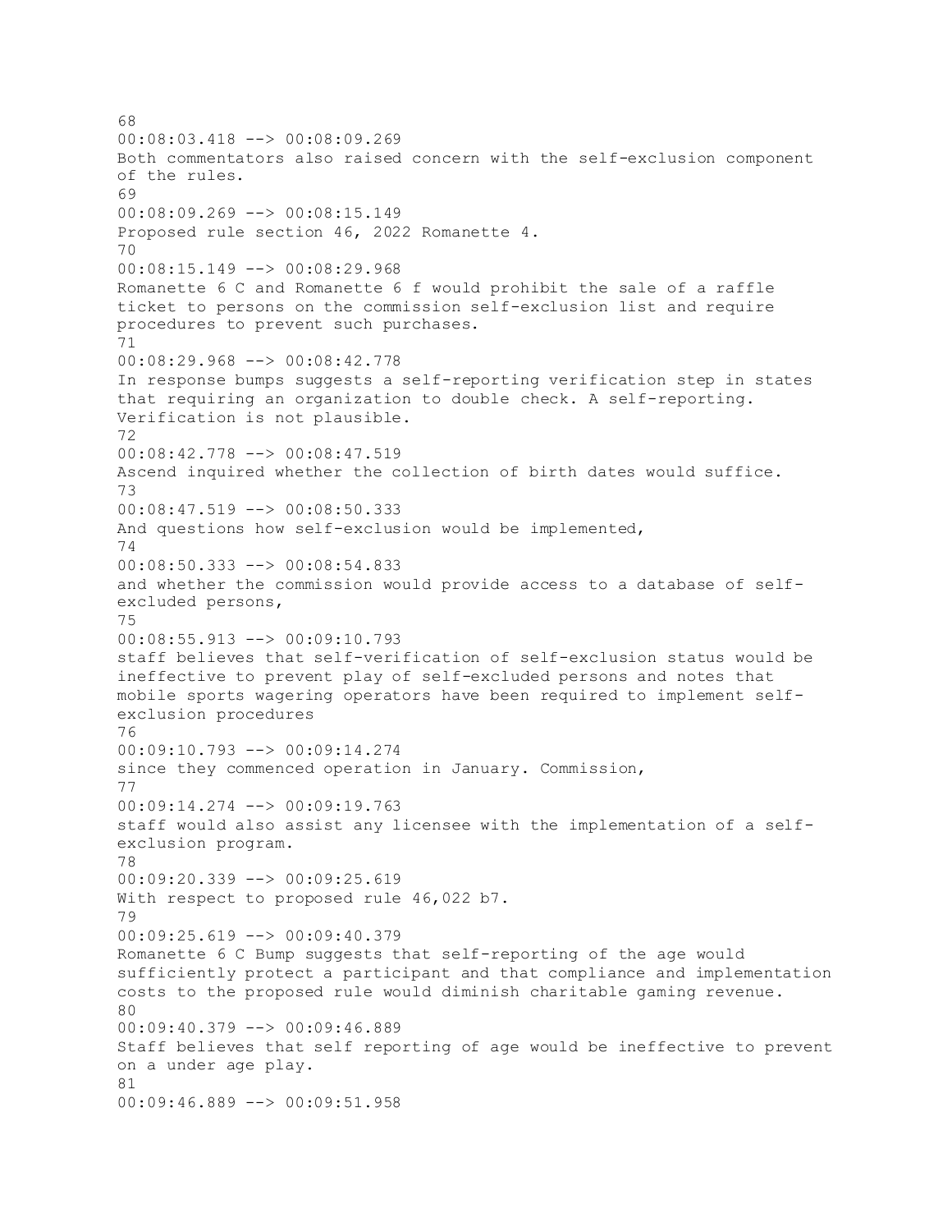68
00:08:03.418 --> 00:08:09.269
Both commentators also raised concern with the self-exclusion component of the rules.
69
00:08:09.269 --> 00:08:15.149
Proposed rule section 46, 2022 Romanette 4.
70
00:08:15.149 --> 00:08:29.968
Romanette 6 C and Romanette 6 f would prohibit the sale of a raffle ticket to persons on the commission self-exclusion list and require procedures to prevent such purchases.
71
00:08:29.968 --> 00:08:42.778
In response bumps suggests a self-reporting verification step in states that requiring an organization to double check. A self-reporting. Verification is not plausible.
72
00:08:42.778 --> 00:08:47.519
Ascend inquired whether the collection of birth dates would suffice.
73
00:08:47.519 --> 00:08:50.333
And questions how self-exclusion would be implemented,
74
00:08:50.333 --> 00:08:54.833
and whether the commission would provide access to a database of self-excluded persons,
75
00:08:55.913 --> 00:09:10.793
staff believes that self-verification of self-exclusion status would be ineffective to prevent play of self-excluded persons and notes that mobile sports wagering operators have been required to implement self-exclusion procedures
76
00:09:10.793 --> 00:09:14.274
since they commenced operation in January. Commission,
77
00:09:14.274 --> 00:09:19.763
staff would also assist any licensee with the implementation of a self-exclusion program.
78
00:09:20.339 --> 00:09:25.619
With respect to proposed rule 46,022 b7.
79
00:09:25.619 --> 00:09:40.379
Romanette 6 C Bump suggests that self-reporting of the age would sufficiently protect a participant and that compliance and implementation costs to the proposed rule would diminish charitable gaming revenue.
80
00:09:40.379 --> 00:09:46.889
Staff believes that self reporting of age would be ineffective to prevent on a under age play.
81
00:09:46.889 --> 00:09:51.958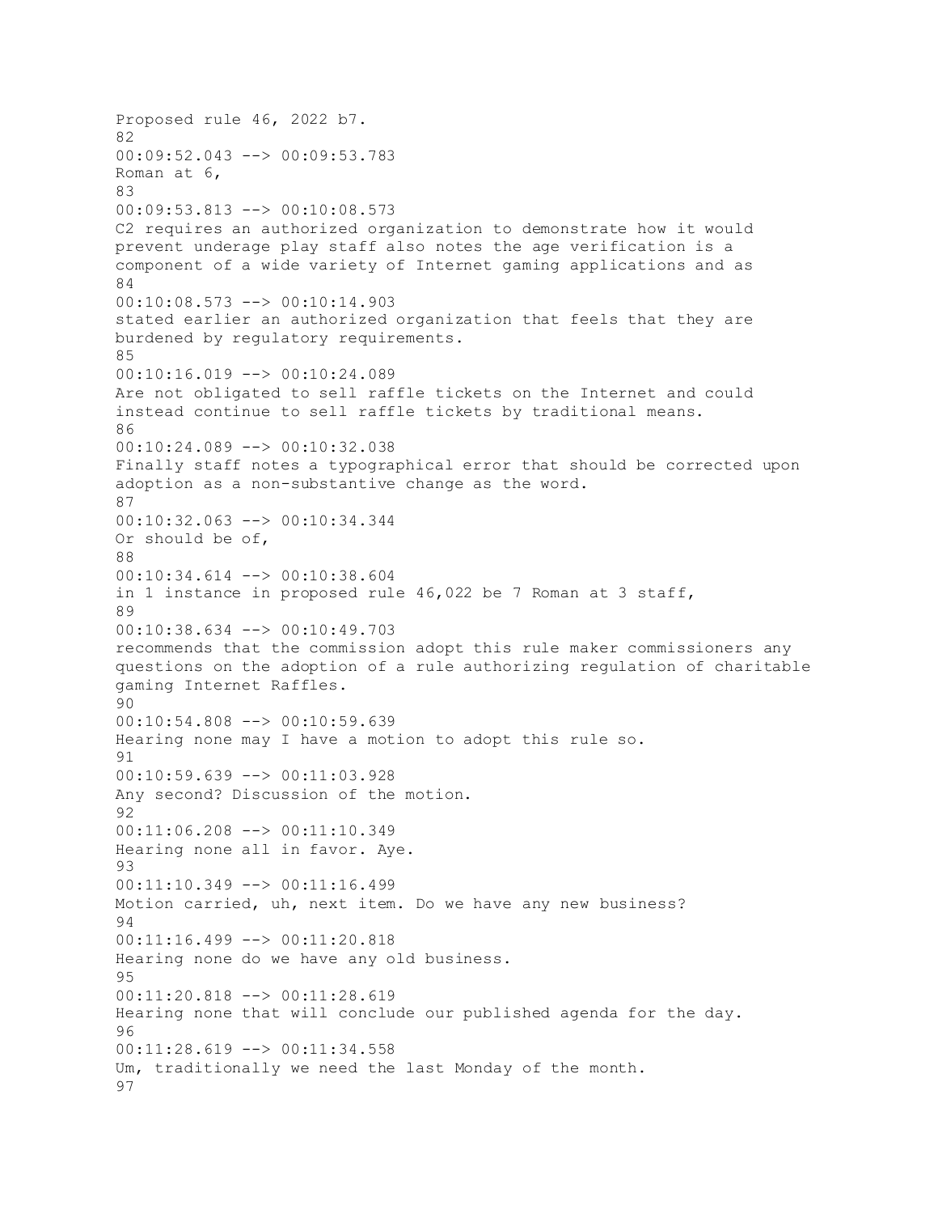Proposed rule 46, 2022 b7.
82
00:09:52.043 --> 00:09:53.783
Roman at 6,
83
00:09:53.813 --> 00:10:08.573
C2 requires an authorized organization to demonstrate how it would prevent underage play staff also notes the age verification is a component of a wide variety of Internet gaming applications and as
84
00:10:08.573 --> 00:10:14.903
stated earlier an authorized organization that feels that they are burdened by regulatory requirements.
85
00:10:16.019 --> 00:10:24.089
Are not obligated to sell raffle tickets on the Internet and could instead continue to sell raffle tickets by traditional means.
86
00:10:24.089 --> 00:10:32.038
Finally staff notes a typographical error that should be corrected upon adoption as a non-substantive change as the word.
87
00:10:32.063 --> 00:10:34.344
Or should be of,
88
00:10:34.614 --> 00:10:38.604
in 1 instance in proposed rule 46,022 be 7 Roman at 3 staff,
89
00:10:38.634 --> 00:10:49.703
recommends that the commission adopt this rule maker commissioners any questions on the adoption of a rule authorizing regulation of charitable gaming Internet Raffles.
90
00:10:54.808 --> 00:10:59.639
Hearing none may I have a motion to adopt this rule so.
91
00:10:59.639 --> 00:11:03.928
Any second? Discussion of the motion.
92
00:11:06.208 --> 00:11:10.349
Hearing none all in favor. Aye.
93
00:11:10.349 --> 00:11:16.499
Motion carried, uh, next item. Do we have any new business?
94
00:11:16.499 --> 00:11:20.818
Hearing none do we have any old business.
95
00:11:20.818 --> 00:11:28.619
Hearing none that will conclude our published agenda for the day.
96
00:11:28.619 --> 00:11:34.558
Um, traditionally we need the last Monday of the month.
97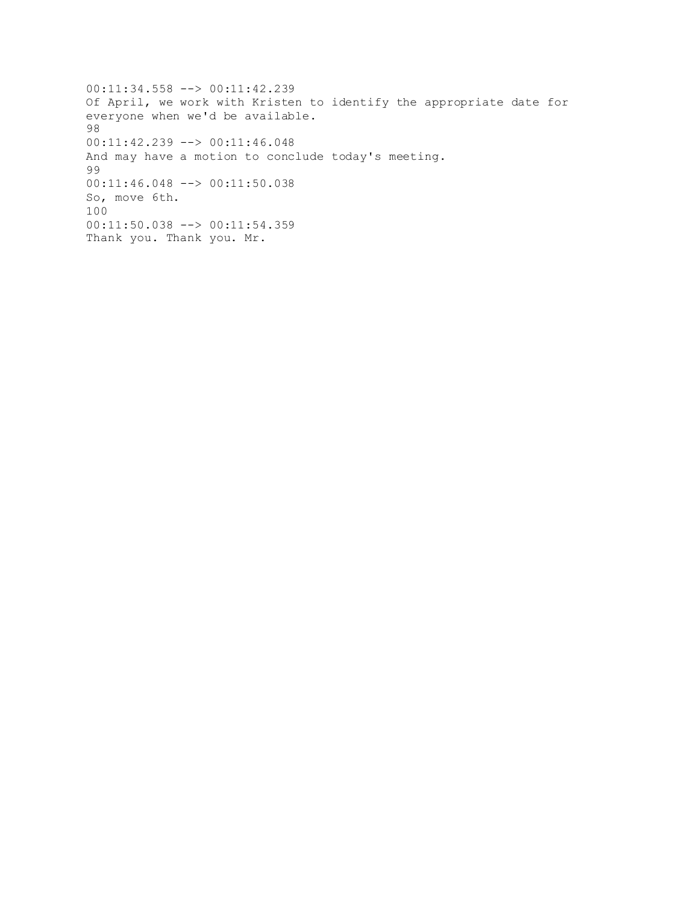00:11:34.558 --> 00:11:42.239
Of April, we work with Kristen to identify the appropriate date for everyone when we'd be available.
98
00:11:42.239 --> 00:11:46.048
And may have a motion to conclude today's meeting.
99
00:11:46.048 --> 00:11:50.038
So, move 6th.
100
00:11:50.038 --> 00:11:54.359
Thank you. Thank you. Mr.